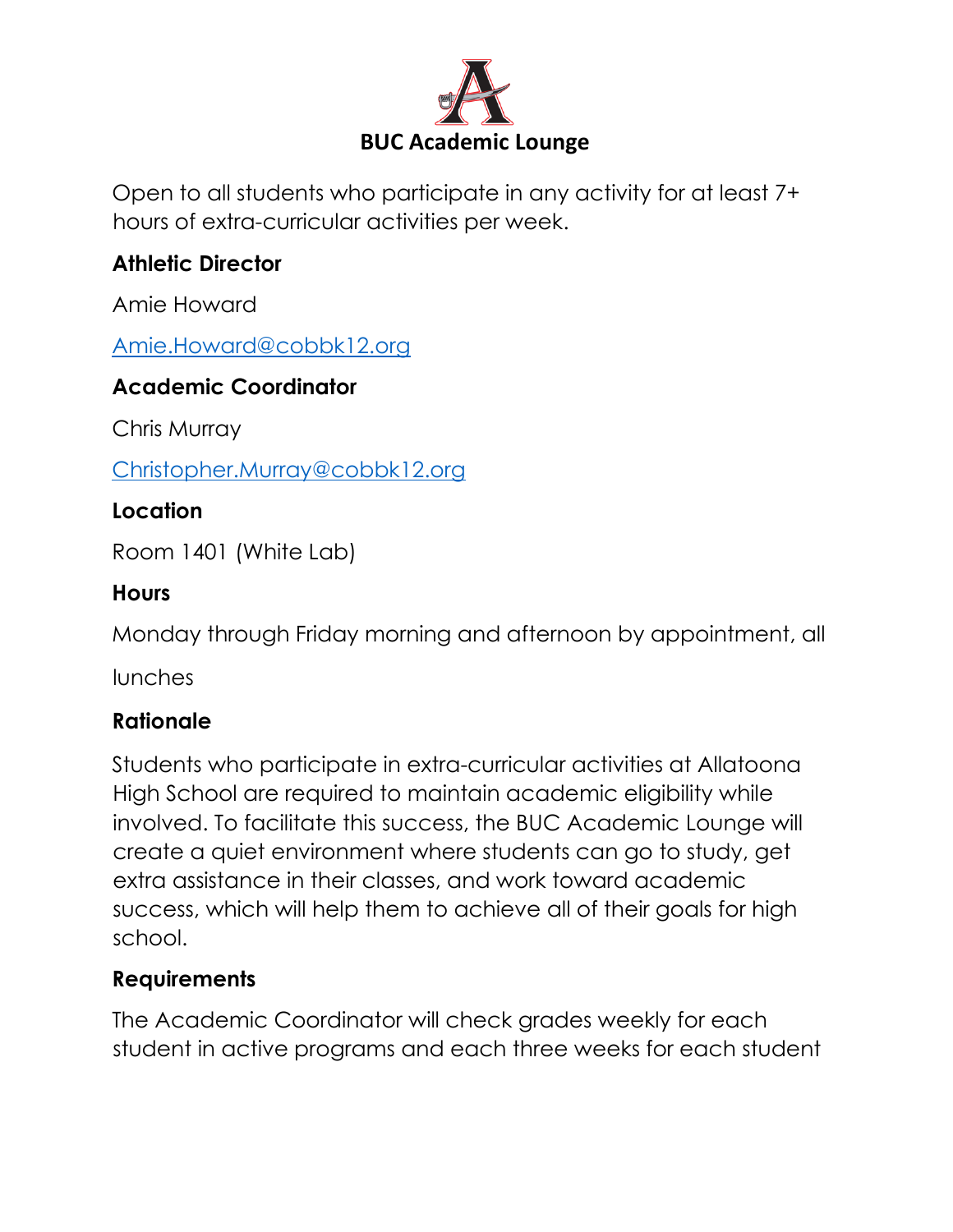# BUC Academic Lounge

Open to all students who participate in any activity for at least 7+ hours of extra-curricular activities per week.

**Athletic Director**

Amie Howard

Amie.Howard@cobbk12.org

**Academic Coordinator**

Chris Murray

Christopher.Murray@cobbk12.org

**Location**

Room 1401 (White Lab)

**Hours**

Monday through Friday morning and afternoon by appointment, all lunches

**Rationale**

Students who participate in extra-curricular activities at Allatoona High School are required to maintain academic eligibility while involved. To facilitate this success, the BUC Academic Lounge will create a quiet environment where students can go to study, get extra assistance in their classes, and work toward academic success, which will help them to achieve all of their goals for high school.

**Requirements**

The Academic Coordinator will check grades weekly for each student in active programs and each three weeks for each student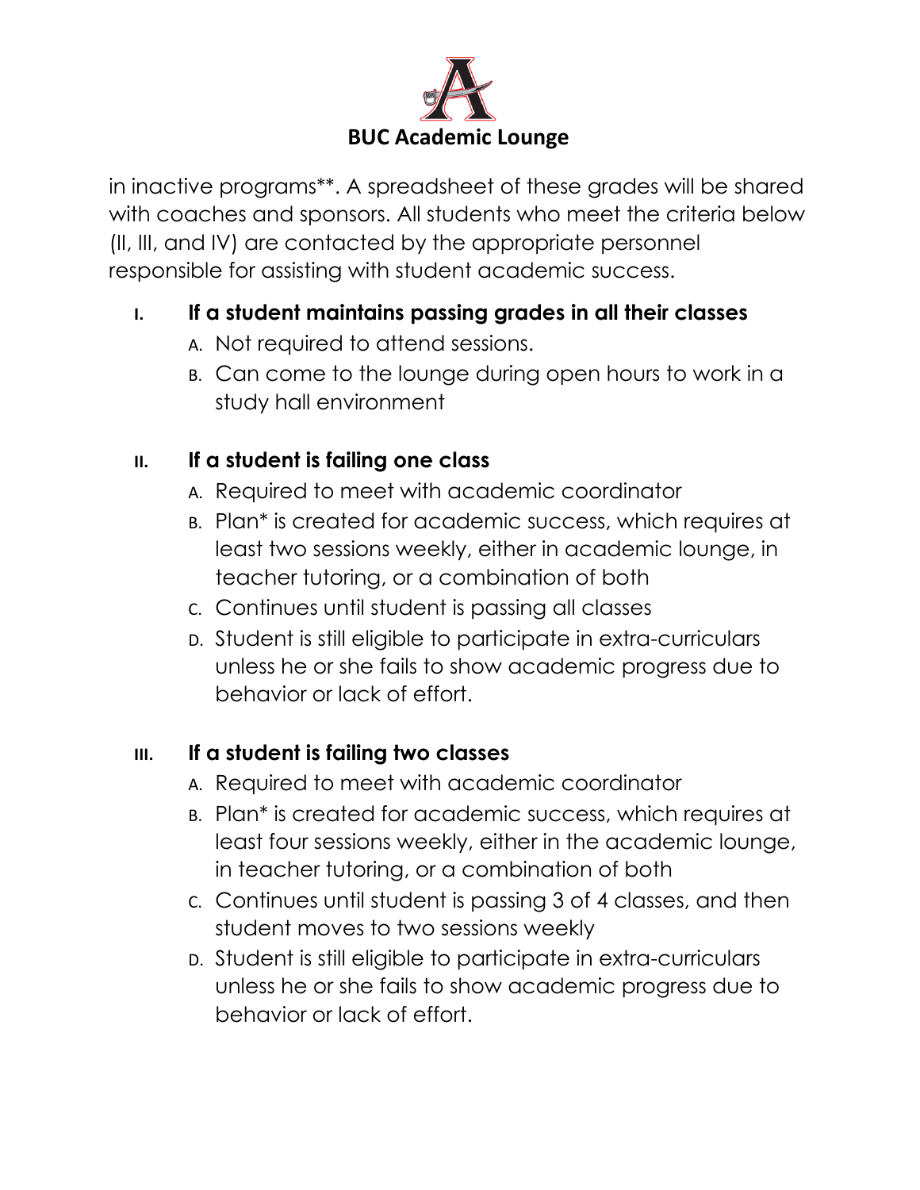in inactive programs**. A spreadsheet of these grades will be shared with coaches and sponsors. All students who meet the criteria below (II, III, and IV) are contacted by the appropriate personnel responsible for assisting with student academic success.

I. **If a student maintains passing grades in all their classes**
   A. Not required to attend sessions.
   B. Can come to the lounge during open hours to work in a study hall environment

II. **If a student is failing one class**
   A. Required to meet with academic coordinator
   B. Plan* is created for academic success, which requires at least two sessions weekly, either in academic lounge, in teacher tutoring, or a combination of both
   C. Continues until student is passing all classes
   D. Student is still eligible to participate in extra-curriculars unless he or she fails to show academic progress due to behavior or lack of effort.

III. **If a student is failing two classes**
   A. Required to meet with academic coordinator
   B. Plan* is created for academic success, which requires at least four sessions weekly, either in the academic lounge, in teacher tutoring, or a combination of both
   C. Continues until student is passing 3 of 4 classes, and then student moves to two sessions weekly
   D. Student is still eligible to participate in extra-curriculars unless he or she fails to show academic progress due to behavior or lack of effort.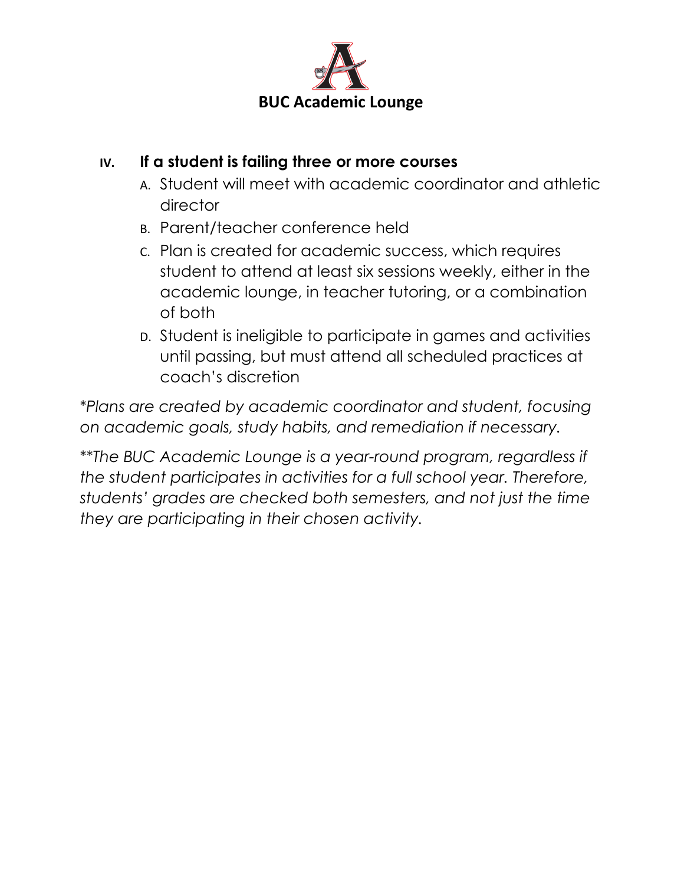**BUC Academic Lounge**

**IV. If a student is failing three or more courses**

A. Student will meet with academic coordinator and athletic director
B. Parent/teacher conference held
C. Plan is created for academic success, which requires student to attend at least six sessions weekly, either in the academic lounge, in teacher tutoring, or a combination of both
D. Student is ineligible to participate in games and activities until passing, but must attend all scheduled practices at coach's discretion

*\*Plans are created by academic coordinator and student, focusing on academic goals, study habits, and remediation if necessary.*

*\*\*The BUC Academic Lounge is a year-round program, regardless if the student participates in activities for a full school year. Therefore, students' grades are checked both semesters, and not just the time they are participating in their chosen activity.*